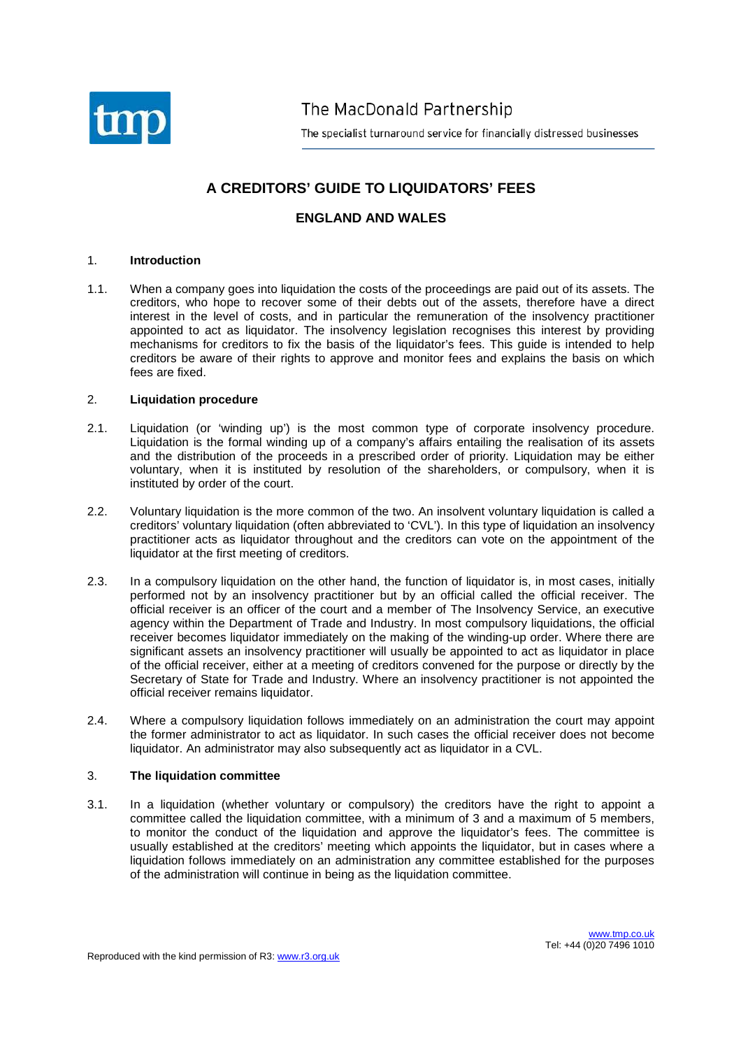The MacDonald Partnership

The specialist turnaround service for financially distressed businesses

# A CREDITORS' GUIDE TO LIQUIDATORS' FEES

## ENGLAND AND WALES

### 1. Introduction

1.1. When a company goes into liquidation the costs of the proceedings are paid out of its assets. The creditors, who hope to recover some of their debts out of the assets, therefore have a direct interest in the level of costs, and in particular the remuneration of the insolvency practitioner appointed to act as liquidator. The insolvency legislation recognises this interest by providing mechanisms for creditors to fix the basis of the liquidator's fees. This guide is intended to help creditors be aware of their rights to approve and monitor fees and explains the basis on which fees are fixed.

### 2. Liquidation procedure

2.1. Liquidation (or 'winding up') is the most common type of corporate insolvency procedure. Liquidation is the formal winding up of a company's affairs entailing the realisation of its assets and the distribution of the proceeds in a prescribed order of priority. Liquidation may be either voluntary, when it is instituted by resolution of the shareholders, or compulsory, when it is instituted by order of the court.

2.2. Voluntary liquidation is the more common of the two. An insolvent voluntary liquidation is called a creditors' voluntary liquidation (often abbreviated to 'CVL'). In this type of liquidation an insolvency practitioner acts as liquidator throughout and the creditors can vote on the appointment of the liquidator at the first meeting of creditors.

2.3. In a compulsory liquidation on the other hand, the function of liquidator is, in most cases, initially performed not by an insolvency practitioner but by an official called the official receiver. The official receiver is an officer of the court and a member of The Insolvency Service, an executive agency within the Department of Trade and Industry. In most compulsory liquidations, the official receiver becomes liquidator immediately on the making of the winding-up order. Where there are significant assets an insolvency practitioner will usually be appointed to act as liquidator in place of the official receiver, either at a meeting of creditors convened for the purpose or directly by the Secretary of State for Trade and Industry. Where an insolvency practitioner is not appointed the official receiver remains liquidator.

2.4. Where a compulsory liquidation follows immediately on an administration the court may appoint the former administrator to act as liquidator. In such cases the official receiver does not become liquidator. An administrator may also subsequently act as liquidator in a CVL.

### 3. The liquidation committee

3.1. In a liquidation (whether voluntary or compulsory) the creditors have the right to appoint a committee called the liquidation committee, with a minimum of 3 and a maximum of 5 members, to monitor the conduct of the liquidation and approve the liquidator's fees. The committee is usually established at the creditors' meeting which appoints the liquidator, but in cases where a liquidation follows immediately on an administration any committee established for the purposes of the administration will continue in being as the liquidation committee.

www.tmp.co.uk
Tel: +44 (0)20 7496 1010

Reproduced with the kind permission of R3: www.r3.org.uk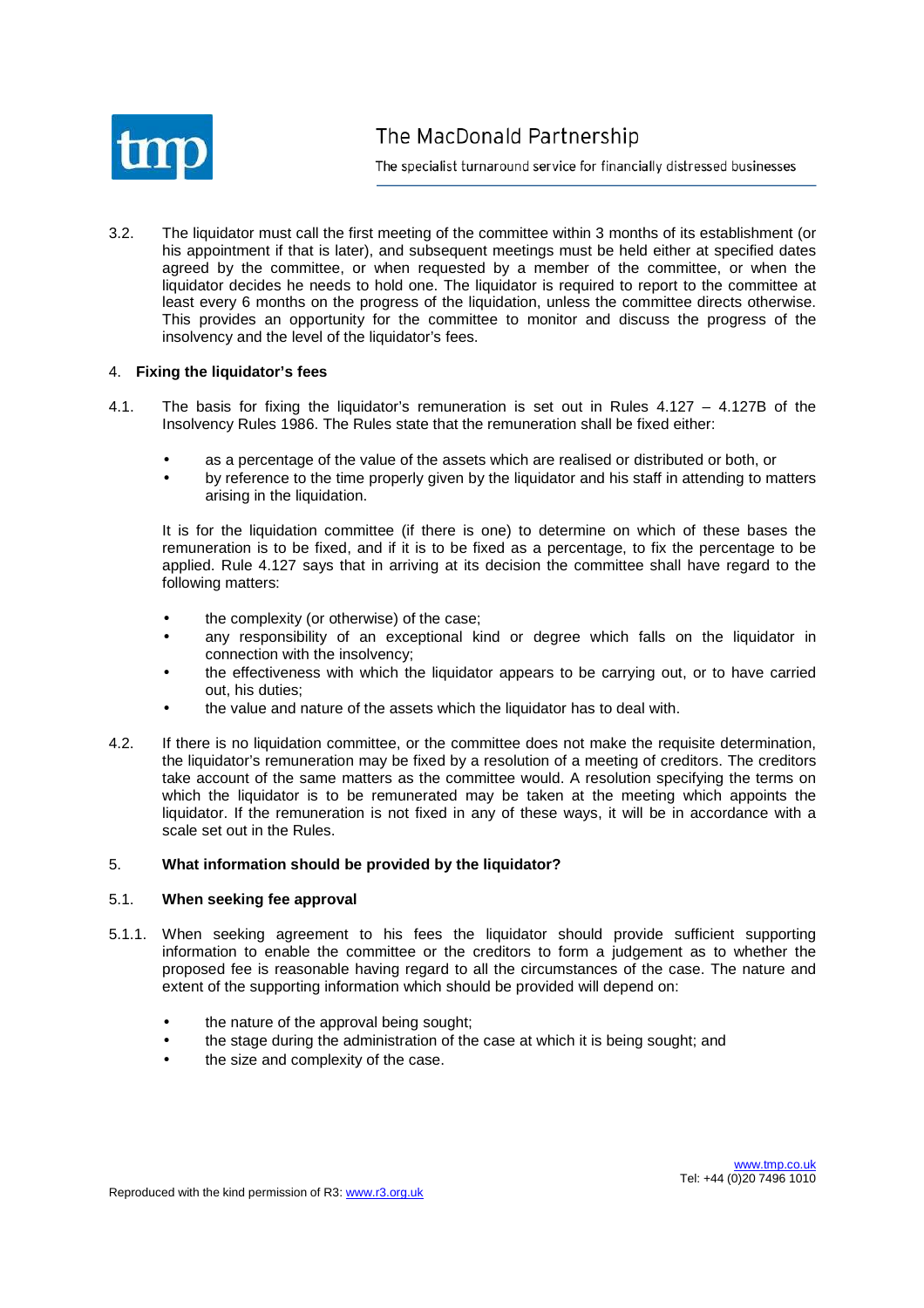3.2. The liquidator must call the first meeting of the committee within 3 months of its establishment (or his appointment if that is later), and subsequent meetings must be held either at specified dates agreed by the committee, or when requested by a member of the committee, or when the liquidator decides he needs to hold one. The liquidator is required to report to the committee at least every 6 months on the progress of the liquidation, unless the committee directs otherwise. This provides an opportunity for the committee to monitor and discuss the progress of the insolvency and the level of the liquidator's fees.

## 4. Fixing the liquidator's fees

4.1. The basis for fixing the liquidator's remuneration is set out in Rules 4.127 – 4.127B of the Insolvency Rules 1986. The Rules state that the remuneration shall be fixed either:

- as a percentage of the value of the assets which are realised or distributed or both, or
- by reference to the time properly given by the liquidator and his staff in attending to matters arising in the liquidation.

It is for the liquidation committee (if there is one) to determine on which of these bases the remuneration is to be fixed, and if it is to be fixed as a percentage, to fix the percentage to be applied. Rule 4.127 says that in arriving at its decision the committee shall have regard to the following matters:

- the complexity (or otherwise) of the case;
- any responsibility of an exceptional kind or degree which falls on the liquidator in connection with the insolvency;
- the effectiveness with which the liquidator appears to be carrying out, or to have carried out, his duties;
- the value and nature of the assets which the liquidator has to deal with.

4.2. If there is no liquidation committee, or the committee does not make the requisite determination, the liquidator's remuneration may be fixed by a resolution of a meeting of creditors. The creditors take account of the same matters as the committee would. A resolution specifying the terms on which the liquidator is to be remunerated may be taken at the meeting which appoints the liquidator. If the remuneration is not fixed in any of these ways, it will be in accordance with a scale set out in the Rules.

## 5. What information should be provided by the liquidator?

### 5.1. When seeking fee approval

5.1.1. When seeking agreement to his fees the liquidator should provide sufficient supporting information to enable the committee or the creditors to form a judgement as to whether the proposed fee is reasonable having regard to all the circumstances of the case. The nature and extent of the supporting information which should be provided will depend on:

- the nature of the approval being sought;
- the stage during the administration of the case at which it is being sought; and
- the size and complexity of the case.

Reproduced with the kind permission of R3: www.r3.org.uk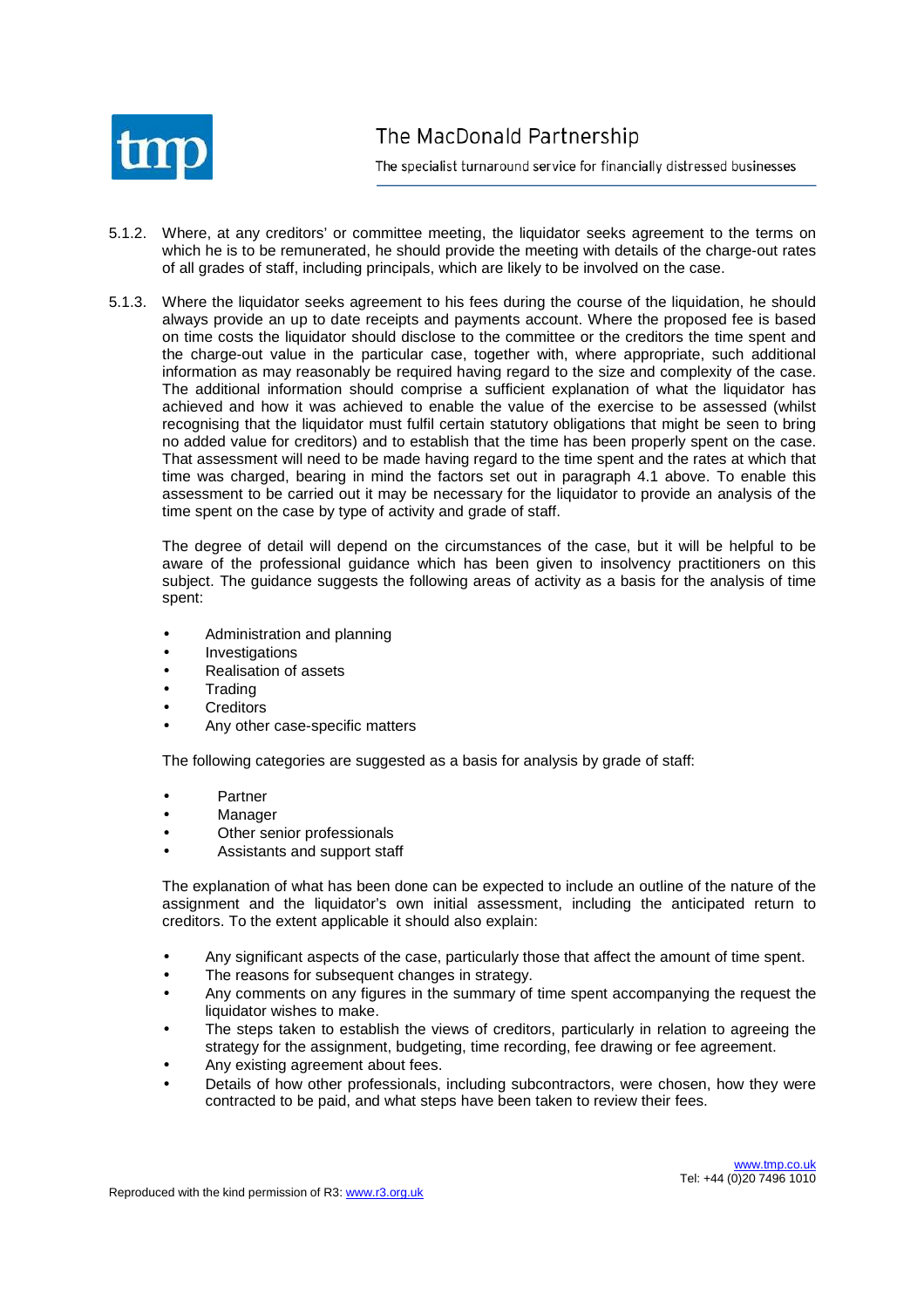5.1.2. Where, at any creditors' or committee meeting, the liquidator seeks agreement to the terms on which he is to be remunerated, he should provide the meeting with details of the charge-out rates of all grades of staff, including principals, which are likely to be involved on the case.

5.1.3. Where the liquidator seeks agreement to his fees during the course of the liquidation, he should always provide an up to date receipts and payments account. Where the proposed fee is based on time costs the liquidator should disclose to the committee or the creditors the time spent and the charge-out value in the particular case, together with, where appropriate, such additional information as may reasonably be required having regard to the size and complexity of the case. The additional information should comprise a sufficient explanation of what the liquidator has achieved and how it was achieved to enable the value of the exercise to be assessed (whilst recognising that the liquidator must fulfil certain statutory obligations that might be seen to bring no added value for creditors) and to establish that the time has been properly spent on the case. That assessment will need to be made having regard to the time spent and the rates at which that time was charged, bearing in mind the factors set out in paragraph 4.1 above. To enable this assessment to be carried out it may be necessary for the liquidator to provide an analysis of the time spent on the case by type of activity and grade of staff.

The degree of detail will depend on the circumstances of the case, but it will be helpful to be aware of the professional guidance which has been given to insolvency practitioners on this subject. The guidance suggests the following areas of activity as a basis for the analysis of time spent:

- Administration and planning
- Investigations
- Realisation of assets
- Trading
- Creditors
- Any other case-specific matters

The following categories are suggested as a basis for analysis by grade of staff:

- Partner
- Manager
- Other senior professionals
- Assistants and support staff

The explanation of what has been done can be expected to include an outline of the nature of the assignment and the liquidator's own initial assessment, including the anticipated return to creditors. To the extent applicable it should also explain:

- Any significant aspects of the case, particularly those that affect the amount of time spent.
- The reasons for subsequent changes in strategy.
- Any comments on any figures in the summary of time spent accompanying the request the liquidator wishes to make.
- The steps taken to establish the views of creditors, particularly in relation to agreeing the strategy for the assignment, budgeting, time recording, fee drawing or fee agreement.
- Any existing agreement about fees.
- Details of how other professionals, including subcontractors, were chosen, how they were contracted to be paid, and what steps have been taken to review their fees.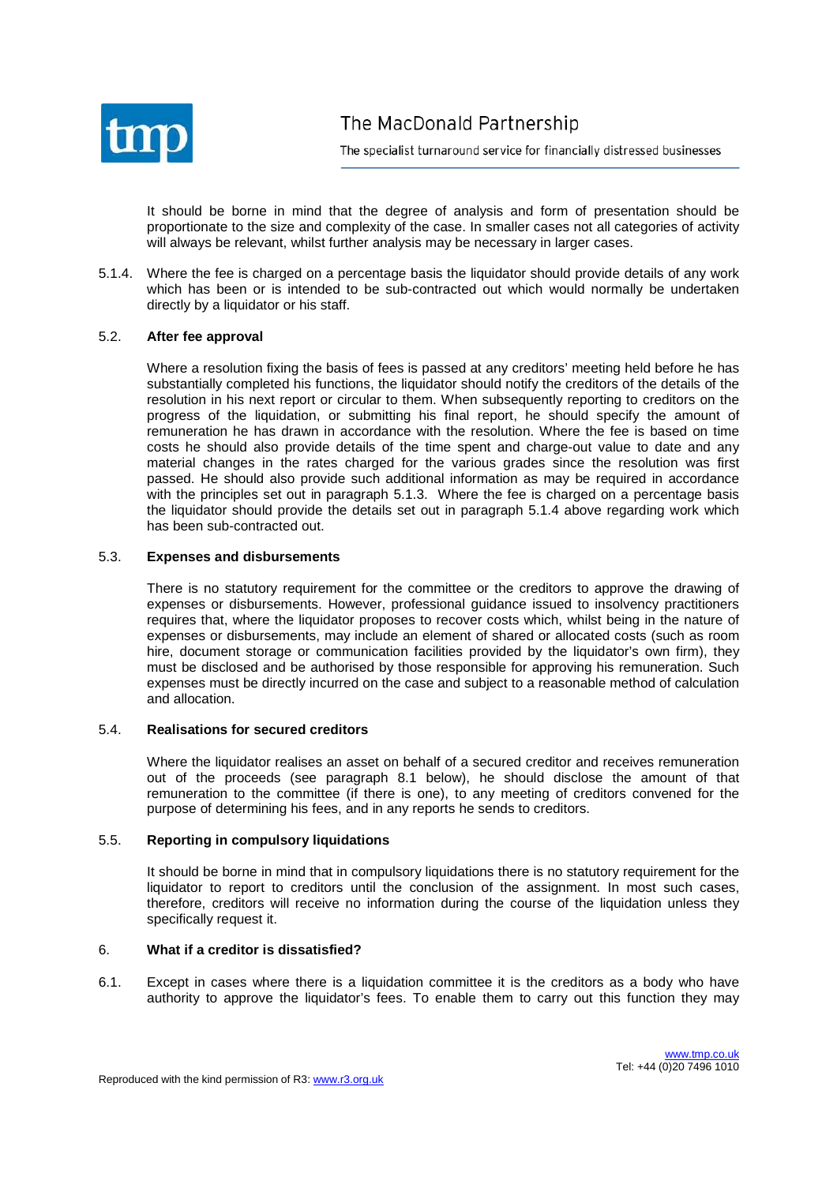It should be borne in mind that the degree of analysis and form of presentation should be proportionate to the size and complexity of the case. In smaller cases not all categories of activity will always be relevant, whilst further analysis may be necessary in larger cases.

5.1.4. Where the fee is charged on a percentage basis the liquidator should provide details of any work which has been or is intended to be sub-contracted out which would normally be undertaken directly by a liquidator or his staff.

### 5.2. After fee approval

Where a resolution fixing the basis of fees is passed at any creditors' meeting held before he has substantially completed his functions, the liquidator should notify the creditors of the details of the resolution in his next report or circular to them. When subsequently reporting to creditors on the progress of the liquidation, or submitting his final report, he should specify the amount of remuneration he has drawn in accordance with the resolution. Where the fee is based on time costs he should also provide details of the time spent and charge-out value to date and any material changes in the rates charged for the various grades since the resolution was first passed. He should also provide such additional information as may be required in accordance with the principles set out in paragraph 5.1.3. Where the fee is charged on a percentage basis the liquidator should provide the details set out in paragraph 5.1.4 above regarding work which has been sub-contracted out.

### 5.3. Expenses and disbursements

There is no statutory requirement for the committee or the creditors to approve the drawing of expenses or disbursements. However, professional guidance issued to insolvency practitioners requires that, where the liquidator proposes to recover costs which, whilst being in the nature of expenses or disbursements, may include an element of shared or allocated costs (such as room hire, document storage or communication facilities provided by the liquidator's own firm), they must be disclosed and be authorised by those responsible for approving his remuneration. Such expenses must be directly incurred on the case and subject to a reasonable method of calculation and allocation.

### 5.4. Realisations for secured creditors

Where the liquidator realises an asset on behalf of a secured creditor and receives remuneration out of the proceeds (see paragraph 8.1 below), he should disclose the amount of that remuneration to the committee (if there is one), to any meeting of creditors convened for the purpose of determining his fees, and in any reports he sends to creditors.

### 5.5. Reporting in compulsory liquidations

It should be borne in mind that in compulsory liquidations there is no statutory requirement for the liquidator to report to creditors until the conclusion of the assignment. In most such cases, therefore, creditors will receive no information during the course of the liquidation unless they specifically request it.

## 6. What if a creditor is dissatisfied?

6.1. Except in cases where there is a liquidation committee it is the creditors as a body who have authority to approve the liquidator's fees. To enable them to carry out this function they may

Reproduced with the kind permission of R3: www.r3.org.uk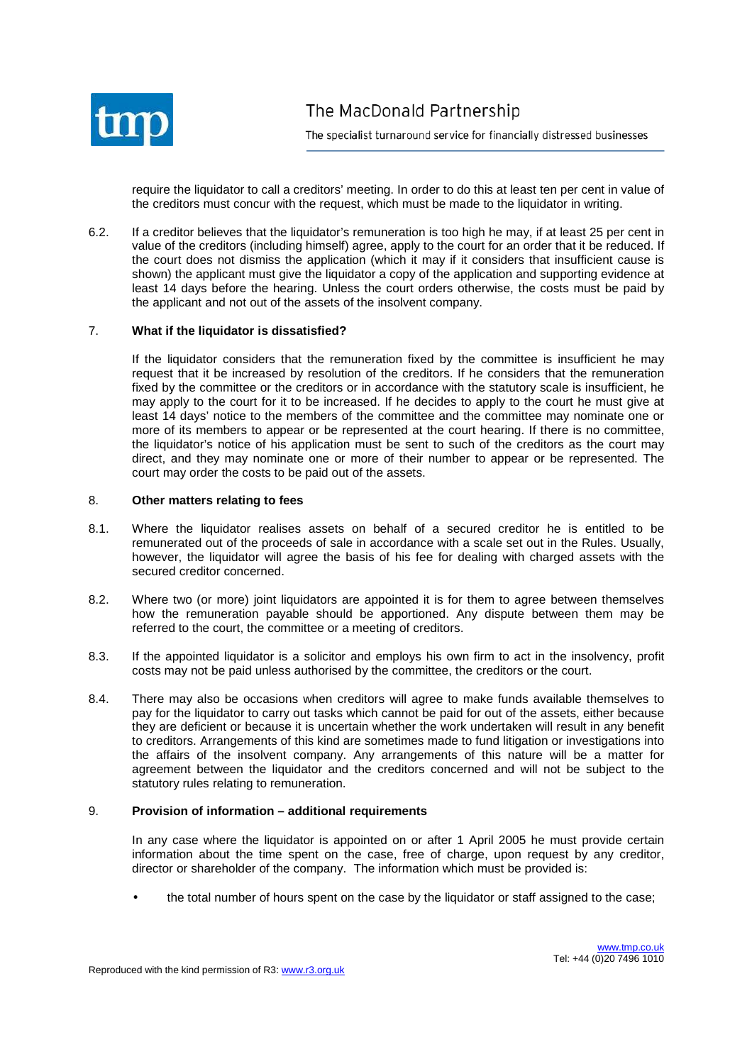require the liquidator to call a creditors' meeting. In order to do this at least ten per cent in value of the creditors must concur with the request, which must be made to the liquidator in writing.

6.2. If a creditor believes that the liquidator's remuneration is too high he may, if at least 25 per cent in value of the creditors (including himself) agree, apply to the court for an order that it be reduced. If the court does not dismiss the application (which it may if it considers that insufficient cause is shown) the applicant must give the liquidator a copy of the application and supporting evidence at least 14 days before the hearing. Unless the court orders otherwise, the costs must be paid by the applicant and not out of the assets of the insolvent company.

## 7. What if the liquidator is dissatisfied?

If the liquidator considers that the remuneration fixed by the committee is insufficient he may request that it be increased by resolution of the creditors. If he considers that the remuneration fixed by the committee or the creditors or in accordance with the statutory scale is insufficient, he may apply to the court for it to be increased. If he decides to apply to the court he must give at least 14 days' notice to the members of the committee and the committee may nominate one or more of its members to appear or be represented at the court hearing. If there is no committee, the liquidator's notice of his application must be sent to such of the creditors as the court may direct, and they may nominate one or more of their number to appear or be represented. The court may order the costs to be paid out of the assets.

## 8. Other matters relating to fees

8.1. Where the liquidator realises assets on behalf of a secured creditor he is entitled to be remunerated out of the proceeds of sale in accordance with a scale set out in the Rules. Usually, however, the liquidator will agree the basis of his fee for dealing with charged assets with the secured creditor concerned.

8.2. Where two (or more) joint liquidators are appointed it is for them to agree between themselves how the remuneration payable should be apportioned. Any dispute between them may be referred to the court, the committee or a meeting of creditors.

8.3. If the appointed liquidator is a solicitor and employs his own firm to act in the insolvency, profit costs may not be paid unless authorised by the committee, the creditors or the court.

8.4. There may also be occasions when creditors will agree to make funds available themselves to pay for the liquidator to carry out tasks which cannot be paid for out of the assets, either because they are deficient or because it is uncertain whether the work undertaken will result in any benefit to creditors. Arrangements of this kind are sometimes made to fund litigation or investigations into the affairs of the insolvent company. Any arrangements of this nature will be a matter for agreement between the liquidator and the creditors concerned and will not be subject to the statutory rules relating to remuneration.

## 9. Provision of information – additional requirements

In any case where the liquidator is appointed on or after 1 April 2005 he must provide certain information about the time spent on the case, free of charge, upon request by any creditor, director or shareholder of the company. The information which must be provided is:

- the total number of hours spent on the case by the liquidator or staff assigned to the case;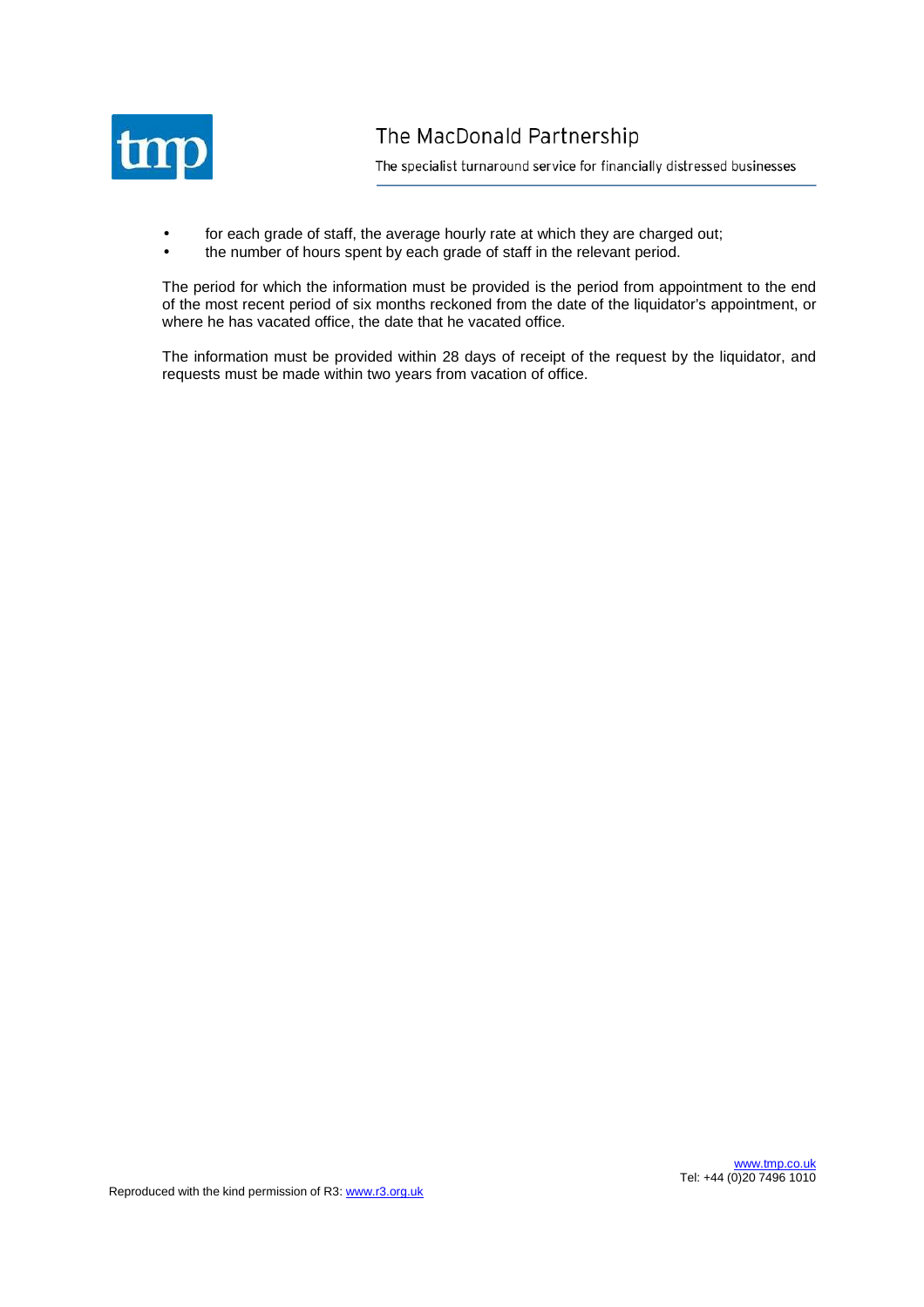- for each grade of staff, the average hourly rate at which they are charged out;
- the number of hours spent by each grade of staff in the relevant period.

The period for which the information must be provided is the period from appointment to the end of the most recent period of six months reckoned from the date of the liquidator's appointment, or where he has vacated office, the date that he vacated office.

The information must be provided within 28 days of receipt of the request by the liquidator, and requests must be made within two years from vacation of office.

Reproduced with the kind permission of R3: www.r3.org.uk